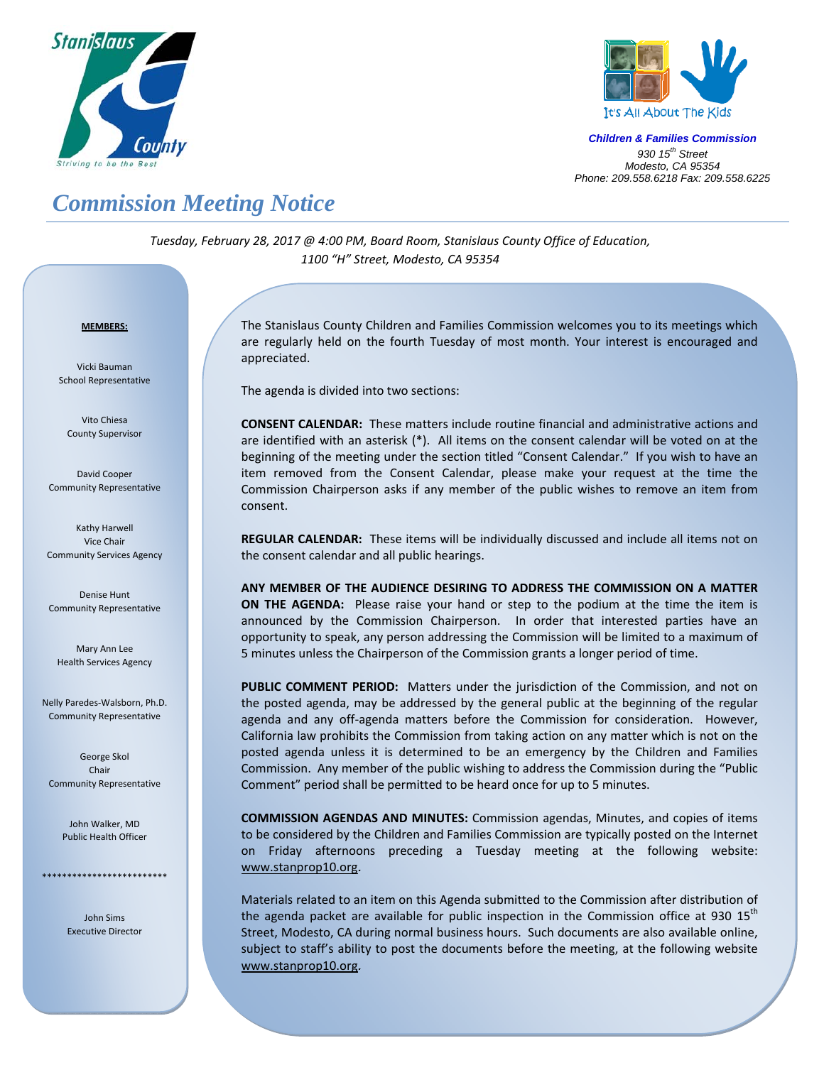Stanislaus County
Striving to be the Best

It's All About The Kids

***Children & Families Commission***
*930 15th Street*
*Modesto, CA 95354*
*Phone: 209.558.6218 Fax: 209.558.6225*

# *Commission Meeting Notice*

*Tuesday, February 28, 2017 @ 4:00 PM, Board Room, Stanislaus County Office of Education, 1100 "H" Street, Modesto, CA 95354*

**MEMBERS:**

Vicki Bauman
School Representative

Vito Chiesa
County Supervisor

David Cooper
Community Representative

Kathy Harwell
Vice Chair
Community Services Agency

Denise Hunt
Community Representative

Mary Ann Lee
Health Services Agency

Nelly Paredes-Walsborn, Ph.D.
Community Representative

George Skol
Chair
Community Representative

John Walker, MD
Public Health Officer

*************************

John Sims
Executive Director

The Stanislaus County Children and Families Commission welcomes you to its meetings which are regularly held on the fourth Tuesday of most month. Your interest is encouraged and appreciated.

The agenda is divided into two sections:

**CONSENT CALENDAR:** These matters include routine financial and administrative actions and are identified with an asterisk (*). All items on the consent calendar will be voted on at the beginning of the meeting under the section titled "Consent Calendar." If you wish to have an item removed from the Consent Calendar, please make your request at the time the Commission Chairperson asks if any member of the public wishes to remove an item from consent.

**REGULAR CALENDAR:** These items will be individually discussed and include all items not on the consent calendar and all public hearings.

**ANY MEMBER OF THE AUDIENCE DESIRING TO ADDRESS THE COMMISSION ON A MATTER ON THE AGENDA:** Please raise your hand or step to the podium at the time the item is announced by the Commission Chairperson. In order that interested parties have an opportunity to speak, any person addressing the Commission will be limited to a maximum of 5 minutes unless the Chairperson of the Commission grants a longer period of time.

**PUBLIC COMMENT PERIOD:** Matters under the jurisdiction of the Commission, and not on the posted agenda, may be addressed by the general public at the beginning of the regular agenda and any off-agenda matters before the Commission for consideration. However, California law prohibits the Commission from taking action on any matter which is not on the posted agenda unless it is determined to be an emergency by the Children and Families Commission. Any member of the public wishing to address the Commission during the "Public Comment" period shall be permitted to be heard once for up to 5 minutes.

**COMMISSION AGENDAS AND MINUTES:** Commission agendas, Minutes, and copies of items to be considered by the Children and Families Commission are typically posted on the Internet on Friday afternoons preceding a Tuesday meeting at the following website: www.stanprop10.org.

Materials related to an item on this Agenda submitted to the Commission after distribution of the agenda packet are available for public inspection in the Commission office at 930 15th Street, Modesto, CA during normal business hours. Such documents are also available online, subject to staff's ability to post the documents before the meeting, at the following website www.stanprop10.org.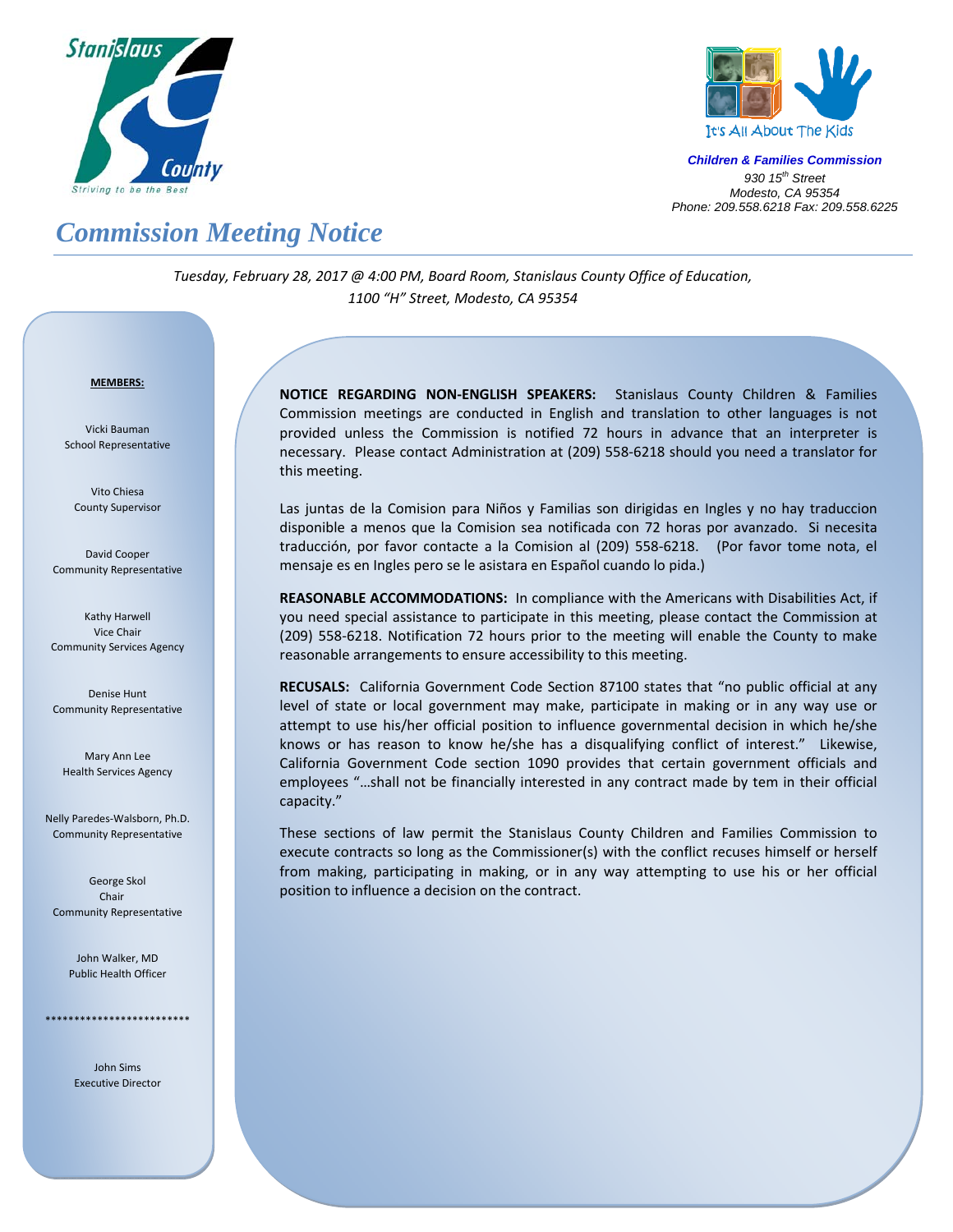Stanislaus County
Striving to be the Best

It's All About The Kids

***Children & Families Commission***
*930 15th Street*
*Modesto, CA 95354*
*Phone: 209.558.6218 Fax: 209.558.6225*

# *Commission Meeting Notice*

*Tuesday, February 28, 2017 @ 4:00 PM, Board Room, Stanislaus County Office of Education, 1100 "H" Street, Modesto, CA 95354*

**MEMBERS:**

Vicki Bauman
School Representative

Vito Chiesa
County Supervisor

David Cooper
Community Representative

Kathy Harwell
Vice Chair
Community Services Agency

Denise Hunt
Community Representative

Mary Ann Lee
Health Services Agency

Nelly Paredes-Walsborn, Ph.D.
Community Representative

George Skol
Chair
Community Representative

John Walker, MD
Public Health Officer

*************************

John Sims
Executive Director

**NOTICE REGARDING NON-ENGLISH SPEAKERS:** Stanislaus County Children & Families Commission meetings are conducted in English and translation to other languages is not provided unless the Commission is notified 72 hours in advance that an interpreter is necessary. Please contact Administration at (209) 558-6218 should you need a translator for this meeting.

Las juntas de la Comision para Niños y Familias son dirigidas en Ingles y no hay traduccion disponible a menos que la Comision sea notificada con 72 horas por avanzado. Si necesita traducción, por favor contacte a la Comision al (209) 558-6218. (Por favor tome nota, el mensaje es en Ingles pero se le asistara en Español cuando lo pida.)

**REASONABLE ACCOMMODATIONS:** In compliance with the Americans with Disabilities Act, if you need special assistance to participate in this meeting, please contact the Commission at (209) 558-6218. Notification 72 hours prior to the meeting will enable the County to make reasonable arrangements to ensure accessibility to this meeting.

**RECUSALS:** California Government Code Section 87100 states that "no public official at any level of state or local government may make, participate in making or in any way use or attempt to use his/her official position to influence governmental decision in which he/she knows or has reason to know he/she has a disqualifying conflict of interest." Likewise, California Government Code section 1090 provides that certain government officials and employees "…shall not be financially interested in any contract made by tem in their official capacity."

These sections of law permit the Stanislaus County Children and Families Commission to execute contracts so long as the Commissioner(s) with the conflict recuses himself or herself from making, participating in making, or in any way attempting to use his or her official position to influence a decision on the contract.